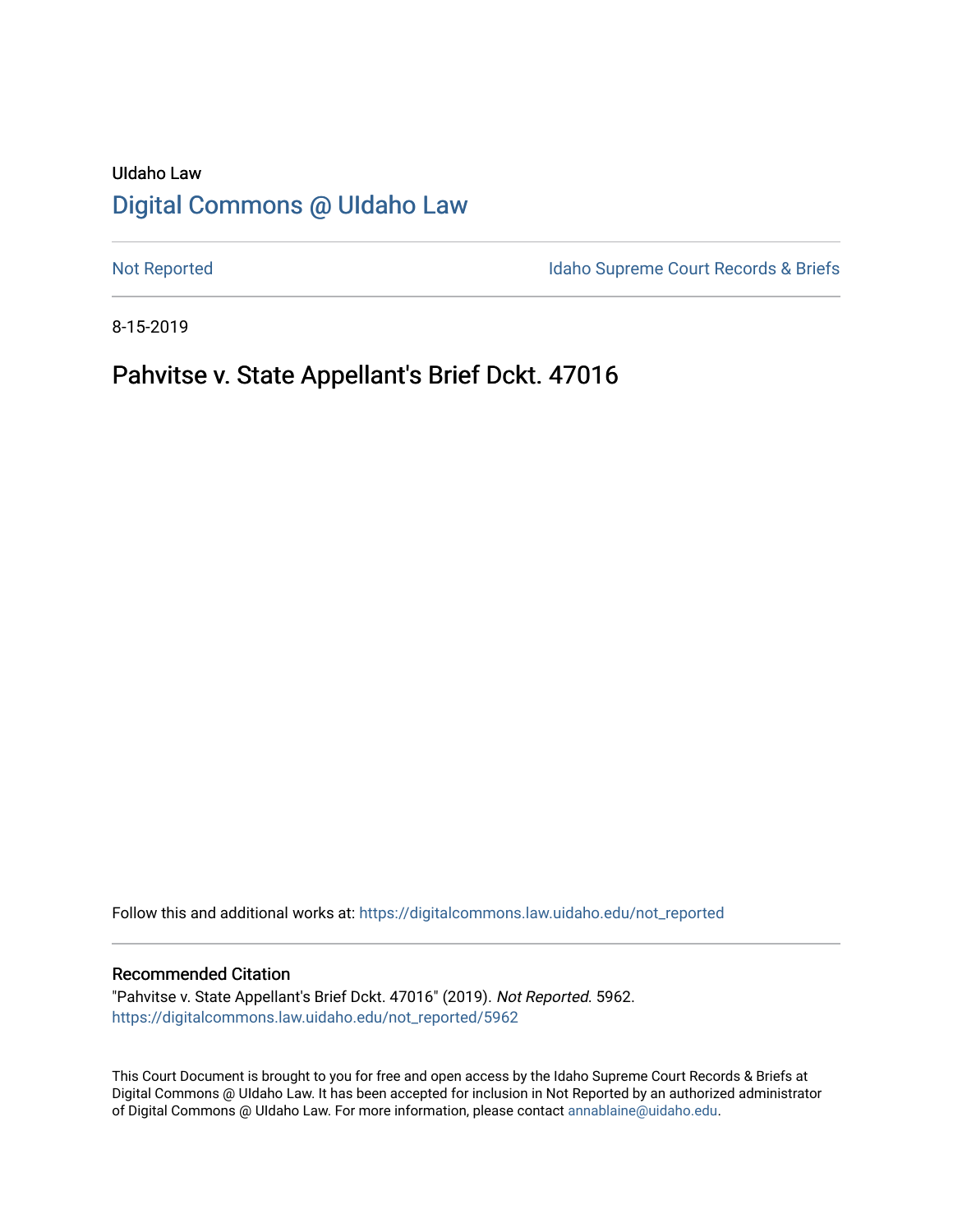UIdaho Law

# [Digital Commons @ UIdaho Law](https://digitalcommons.law.uidaho.edu)

Not Reported | Idaho Supreme Court Records & Briefs

8-15-2019

## Pahvitse v. State Appellant's Brief Dckt. 47016

Follow this and additional works at: https://digitalcommons.law.uidaho.edu/not_reported

### Recommended Citation

"Pahvitse v. State Appellant's Brief Dckt. 47016" (2019). *Not Reported*. 5962.
https://digitalcommons.law.uidaho.edu/not_reported/5962

This Court Document is brought to you for free and open access by the Idaho Supreme Court Records & Briefs at Digital Commons @ UIdaho Law. It has been accepted for inclusion in Not Reported by an authorized administrator of Digital Commons @ UIdaho Law. For more information, please contact annablaine@uidaho.edu.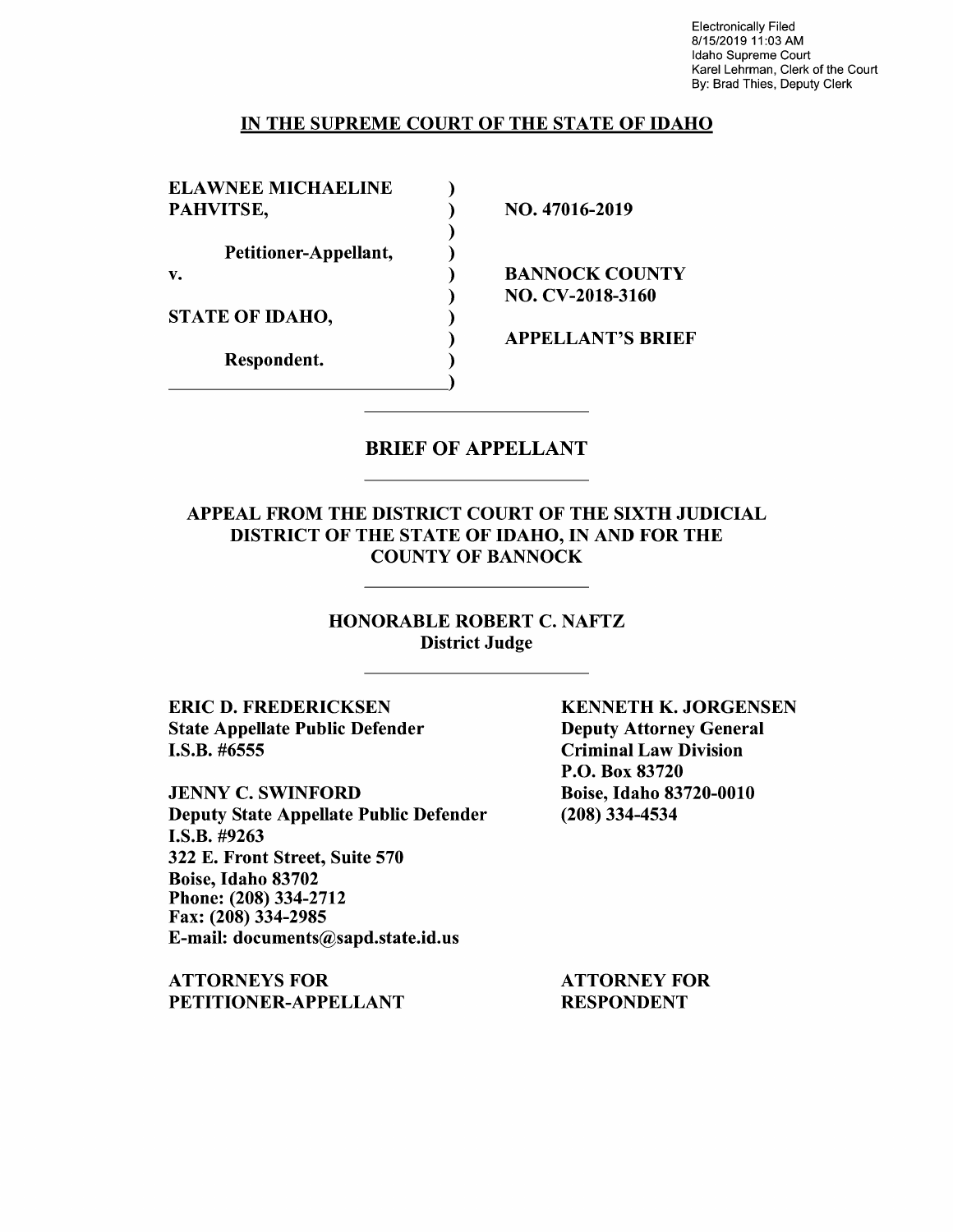Electronically Filed
8/15/2019 11:03 AM
Idaho Supreme Court
Karel Lehrman, Clerk of the Court
By: Brad Thies, Deputy Clerk

**IN THE SUPREME COURT OF THE STATE OF IDAHO**

| | | |
|---|---|---|
| **ELAWNEE MICHAELINE PAHVITSE,** | ) | **NO. 47016-2019** |
| **Petitioner-Appellant,** | ) | |
| **v.** | ) | **BANNOCK COUNTY NO. CV-2018-3160** |
| **STATE OF IDAHO,** | ) | **APPELLANT'S BRIEF** |
| **Respondent.** | ) | |

# BRIEF OF APPELLANT

## APPEAL FROM THE DISTRICT COURT OF THE SIXTH JUDICIAL DISTRICT OF THE STATE OF IDAHO, IN AND FOR THE COUNTY OF BANNOCK

### HONORABLE ROBERT C. NAFTZ
**District Judge**

**ERIC D. FREDERICKSEN**
**State Appellate Public Defender**
**I.S.B. #6555**

**JENNY C. SWINFORD**
**Deputy State Appellate Public Defender**
**I.S.B. #9263**
**322 E. Front Street, Suite 570**
**Boise, Idaho 83702**
**Phone: (208) 334-2712**
**Fax: (208) 334-2985**
**E-mail: documents@sapd.state.id.us**

**ATTORNEYS FOR PETITIONER-APPELLANT**

**KENNETH K. JORGENSEN**
**Deputy Attorney General**
**Criminal Law Division**
**P.O. Box 83720**
**Boise, Idaho 83720-0010**
**(208) 334-4534**

**ATTORNEY FOR RESPONDENT**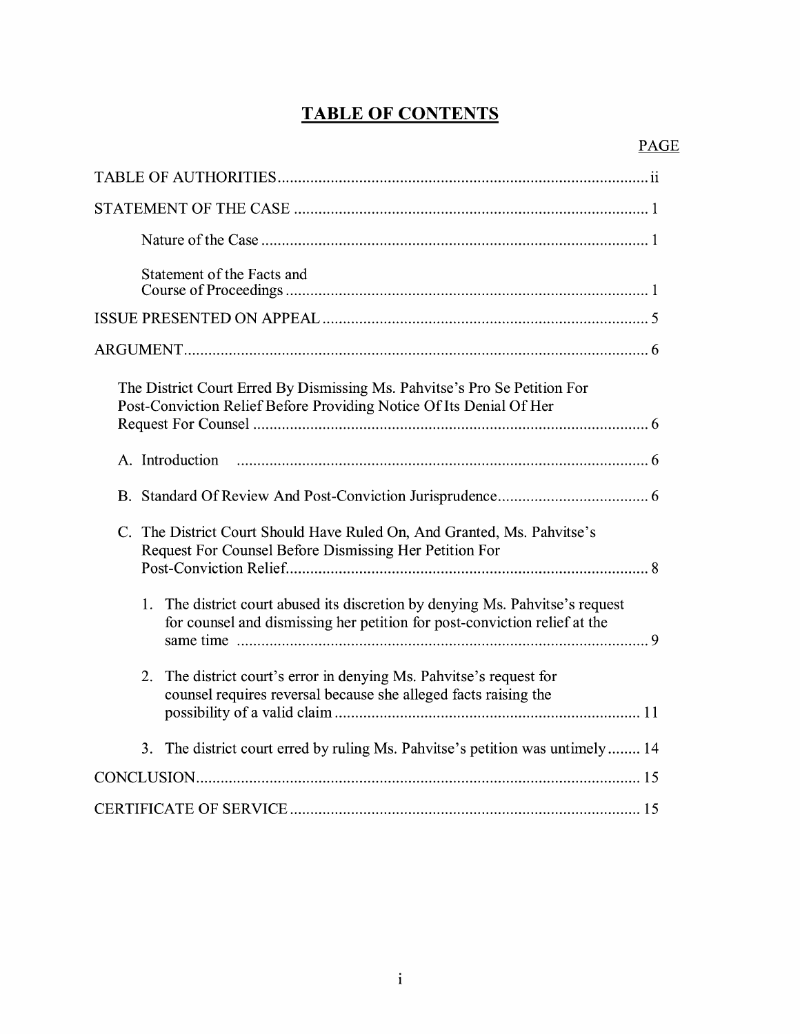# TABLE OF CONTENTS

| | PAGE |
|---|---|
| TABLE OF AUTHORITIES | ii |
| STATEMENT OF THE CASE | 1 |
| Nature of the Case | 1 |
| Statement of the Facts and Course of Proceedings | 1 |
| ISSUE PRESENTED ON APPEAL | 5 |
| ARGUMENT | 6 |
| The District Court Erred By Dismissing Ms. Pahvitse's Pro Se Petition For Post-Conviction Relief Before Providing Notice Of Its Denial Of Her Request For Counsel | 6 |
| A. Introduction | 6 |
| B. Standard Of Review And Post-Conviction Jurisprudence | 6 |
| C. The District Court Should Have Ruled On, And Granted, Ms. Pahvitse's Request For Counsel Before Dismissing Her Petition For Post-Conviction Relief | 8 |
| 1. The district court abused its discretion by denying Ms. Pahvitse's request for counsel and dismissing her petition for post-conviction relief at the same time | 9 |
| 2. The district court's error in denying Ms. Pahvitse's request for counsel requires reversal because she alleged facts raising the possibility of a valid claim | 11 |
| 3. The district court erred by ruling Ms. Pahvitse's petition was untimely | 14 |
| CONCLUSION | 15 |
| CERTIFICATE OF SERVICE | 15 |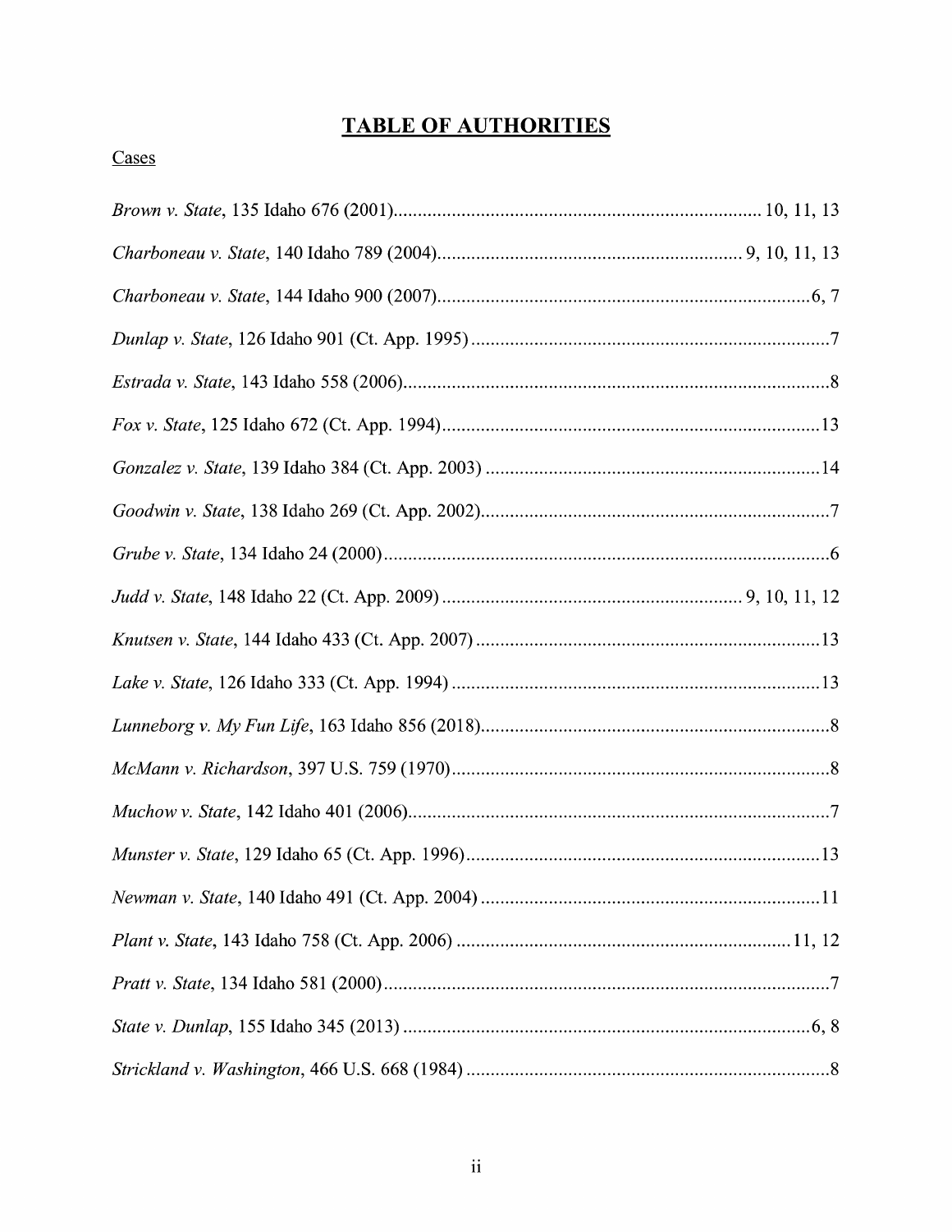# TABLE OF AUTHORITIES

Cases

*Brown v. State*, 135 Idaho 676 (2001)........................................................................... 10, 11, 13

*Charboneau v. State*, 140 Idaho 789 (2004)............................................................... 9, 10, 11, 13

*Charboneau v. State*, 144 Idaho 900 (2007).............................................................................6, 7

*Dunlap v. State*, 126 Idaho 901 (Ct. App. 1995).........................................................................7

*Estrada v. State*, 143 Idaho 558 (2006).......................................................................................8

*Fox v. State*, 125 Idaho 672 (Ct. App. 1994)............................................................................13

*Gonzalez v. State*, 139 Idaho 384 (Ct. App. 2003) ....................................................................14

*Goodwin v. State*, 138 Idaho 269 (Ct. App. 2002).......................................................................7

*Grube v. State*, 134 Idaho 24 (2000)...........................................................................................6

*Judd v. State*, 148 Idaho 22 (Ct. App. 2009) ............................................................. 9, 10, 11, 12

*Knutsen v. State*, 144 Idaho 433 (Ct. App. 2007)......................................................................13

*Lake v. State*, 126 Idaho 333 (Ct. App. 1994) ...........................................................................13

*Lunneborg v. My Fun Life*, 163 Idaho 856 (2018).......................................................................8

*McMann v. Richardson*, 397 U.S. 759 (1970).............................................................................8

*Muchow v. State*, 142 Idaho 401 (2006).......................................................................................7

*Munster v. State*, 129 Idaho 65 (Ct. App. 1996).........................................................................13

*Newman v. State*, 140 Idaho 491 (Ct. App. 2004) .....................................................................11

*Plant v. State*, 143 Idaho 758 (Ct. App. 2006) ...................................................................11, 12

*Pratt v. State*, 134 Idaho 581 (2000)............................................................................................7

*State v. Dunlap*, 155 Idaho 345 (2013) ....................................................................................6, 8

*Strickland v. Washington*, 466 U.S. 668 (1984) ..........................................................................8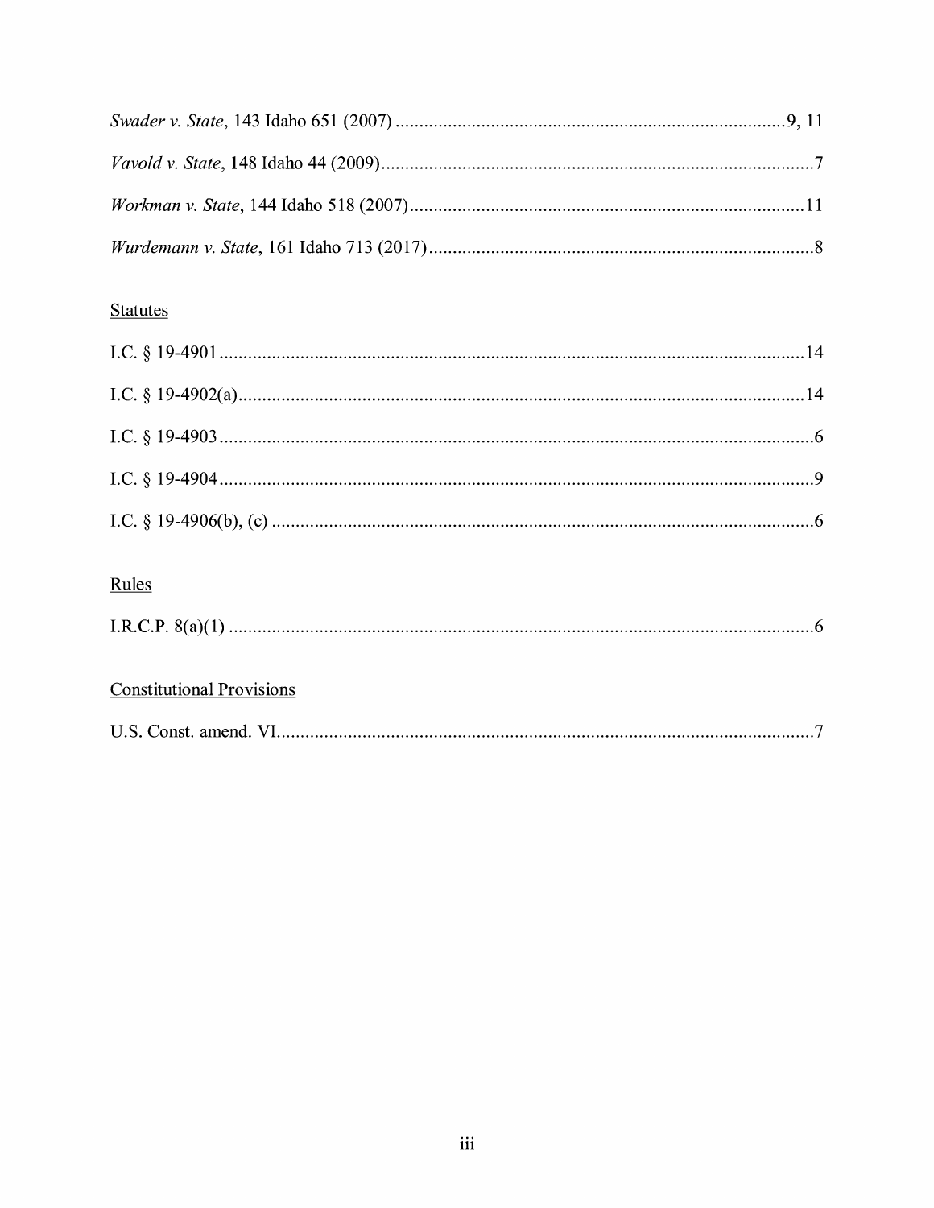*Swader v. State*, 143 Idaho 651 (2007) ..................................................................................9, 11

*Vavold v. State*, 148 Idaho 44 (2009)...........................................................................................7

*Workman v. State*, 144 Idaho 518 (2007)...................................................................................11

*Wurdemann v. State*, 161 Idaho 713 (2017).................................................................................8

Statutes

I.C. § 19-4901...........................................................................................................................14

I.C. § 19-4902(a).......................................................................................................................14

I.C. § 19-4903.............................................................................................................................6

I.C. § 19-4904.............................................................................................................................9

I.C. § 19-4906(b), (c) ..................................................................................................................6

Rules

I.R.C.P. 8(a)(1) ...........................................................................................................................6

Constitutional Provisions

U.S. Const. amend. VI.................................................................................................................7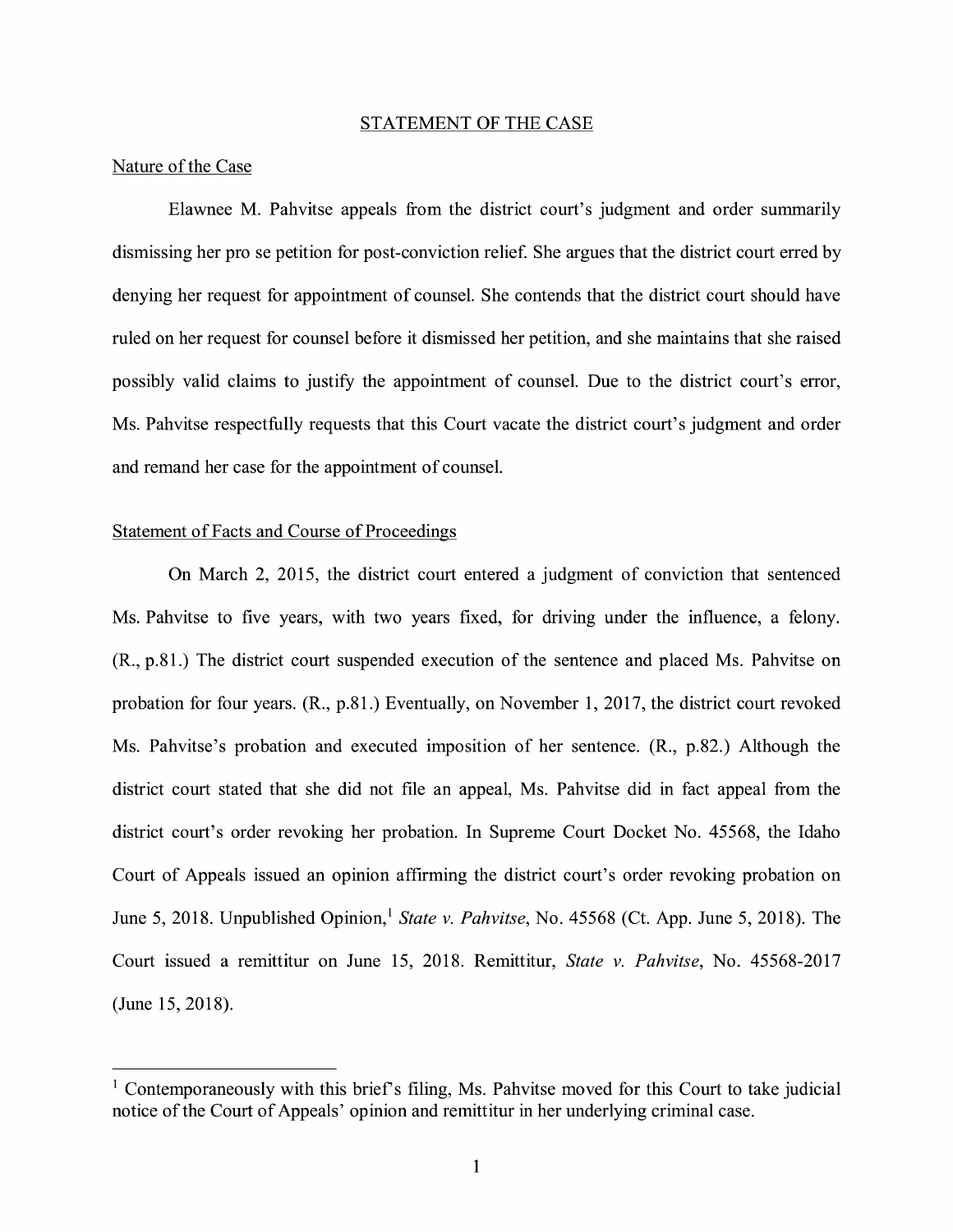## STATEMENT OF THE CASE

### Nature of the Case

Elawnee M. Pahvitse appeals from the district court's judgment and order summarily dismissing her pro se petition for post-conviction relief. She argues that the district court erred by denying her request for appointment of counsel. She contends that the district court should have ruled on her request for counsel before it dismissed her petition, and she maintains that she raised possibly valid claims to justify the appointment of counsel. Due to the district court's error, Ms. Pahvitse respectfully requests that this Court vacate the district court's judgment and order and remand her case for the appointment of counsel.

### Statement of Facts and Course of Proceedings

On March 2, 2015, the district court entered a judgment of conviction that sentenced Ms. Pahvitse to five years, with two years fixed, for driving under the influence, a felony. (R., p.81.) The district court suspended execution of the sentence and placed Ms. Pahvitse on probation for four years. (R., p.81.) Eventually, on November 1, 2017, the district court revoked Ms. Pahvitse's probation and executed imposition of her sentence. (R., p.82.) Although the district court stated that she did not file an appeal, Ms. Pahvitse did in fact appeal from the district court's order revoking her probation. In Supreme Court Docket No. 45568, the Idaho Court of Appeals issued an opinion affirming the district court's order revoking probation on June 5, 2018. Unpublished Opinion,[1] *State v. Pahvitse*, No. 45568 (Ct. App. June 5, 2018). The Court issued a remittitur on June 15, 2018. Remittitur, *State v. Pahvitse*, No. 45568-2017 (June 15, 2018).

[1] Contemporaneously with this brief's filing, Ms. Pahvitse moved for this Court to take judicial notice of the Court of Appeals' opinion and remittitur in her underlying criminal case.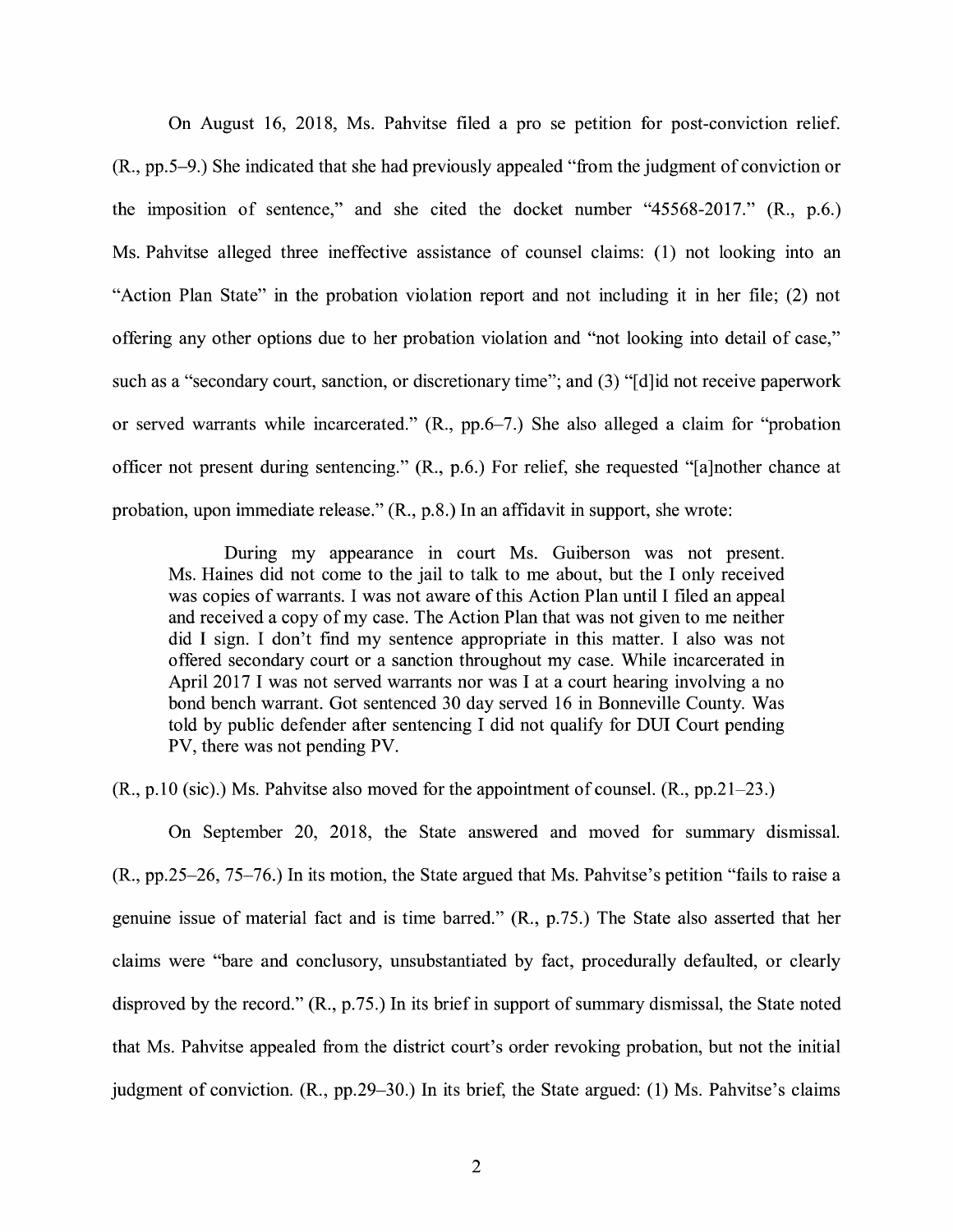On August 16, 2018, Ms. Pahvitse filed a pro se petition for post-conviction relief. (R., pp.5–9.) She indicated that she had previously appealed "from the judgment of conviction or the imposition of sentence," and she cited the docket number "45568-2017." (R., p.6.) Ms. Pahvitse alleged three ineffective assistance of counsel claims: (1) not looking into an "Action Plan State" in the probation violation report and not including it in her file; (2) not offering any other options due to her probation violation and "not looking into detail of case," such as a "secondary court, sanction, or discretionary time"; and (3) "[d]id not receive paperwork or served warrants while incarcerated." (R., pp.6–7.) She also alleged a claim for "probation officer not present during sentencing." (R., p.6.) For relief, she requested "[a]nother chance at probation, upon immediate release." (R., p.8.) In an affidavit in support, she wrote:

> During my appearance in court Ms. Guiberson was not present. Ms. Haines did not come to the jail to talk to me about, but the I only received was copies of warrants. I was not aware of this Action Plan until I filed an appeal and received a copy of my case. The Action Plan that was not given to me neither did I sign. I don't find my sentence appropriate in this matter. I also was not offered secondary court or a sanction throughout my case. While incarcerated in April 2017 I was not served warrants nor was I at a court hearing involving a no bond bench warrant. Got sentenced 30 day served 16 in Bonneville County. Was told by public defender after sentencing I did not qualify for DUI Court pending PV, there was not pending PV.

(R., p.10 (sic).) Ms. Pahvitse also moved for the appointment of counsel. (R., pp.21–23.)

On September 20, 2018, the State answered and moved for summary dismissal. (R., pp.25–26, 75–76.) In its motion, the State argued that Ms. Pahvitse's petition "fails to raise a genuine issue of material fact and is time barred." (R., p.75.) The State also asserted that her claims were "bare and conclusory, unsubstantiated by fact, procedurally defaulted, or clearly disproved by the record." (R., p.75.) In its brief in support of summary dismissal, the State noted that Ms. Pahvitse appealed from the district court's order revoking probation, but not the initial judgment of conviction. (R., pp.29–30.) In its brief, the State argued: (1) Ms. Pahvitse's claims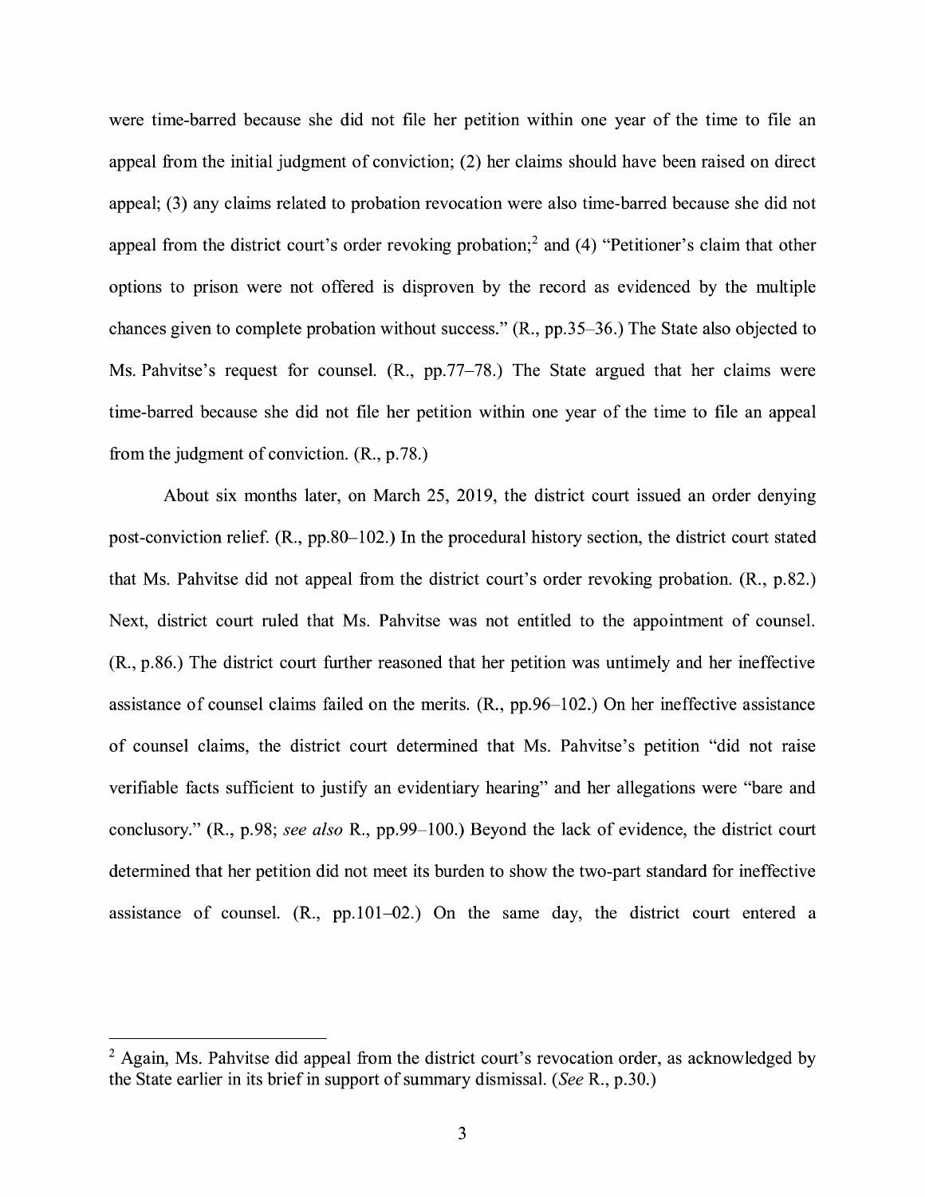were time-barred because she did not file her petition within one year of the time to file an appeal from the initial judgment of conviction; (2) her claims should have been raised on direct appeal; (3) any claims related to probation revocation were also time-barred because she did not appeal from the district court's order revoking probation;[2] and (4) "Petitioner's claim that other options to prison were not offered is disproven by the record as evidenced by the multiple chances given to complete probation without success." (R., pp.35–36.) The State also objected to Ms. Pahvitse's request for counsel. (R., pp.77–78.) The State argued that her claims were time-barred because she did not file her petition within one year of the time to file an appeal from the judgment of conviction. (R., p.78.)

About six months later, on March 25, 2019, the district court issued an order denying post-conviction relief. (R., pp.80–102.) In the procedural history section, the district court stated that Ms. Pahvitse did not appeal from the district court's order revoking probation. (R., p.82.) Next, district court ruled that Ms. Pahvitse was not entitled to the appointment of counsel. (R., p.86.) The district court further reasoned that her petition was untimely and her ineffective assistance of counsel claims failed on the merits. (R., pp.96–102.) On her ineffective assistance of counsel claims, the district court determined that Ms. Pahvitse's petition "did not raise verifiable facts sufficient to justify an evidentiary hearing" and her allegations were "bare and conclusory." (R., p.98; *see also* R., pp.99–100.) Beyond the lack of evidence, the district court determined that her petition did not meet its burden to show the two-part standard for ineffective assistance of counsel. (R., pp.101–02.) On the same day, the district court entered a

---

[2] Again, Ms. Pahvitse did appeal from the district court's revocation order, as acknowledged by the State earlier in its brief in support of summary dismissal. (*See* R., p.30.)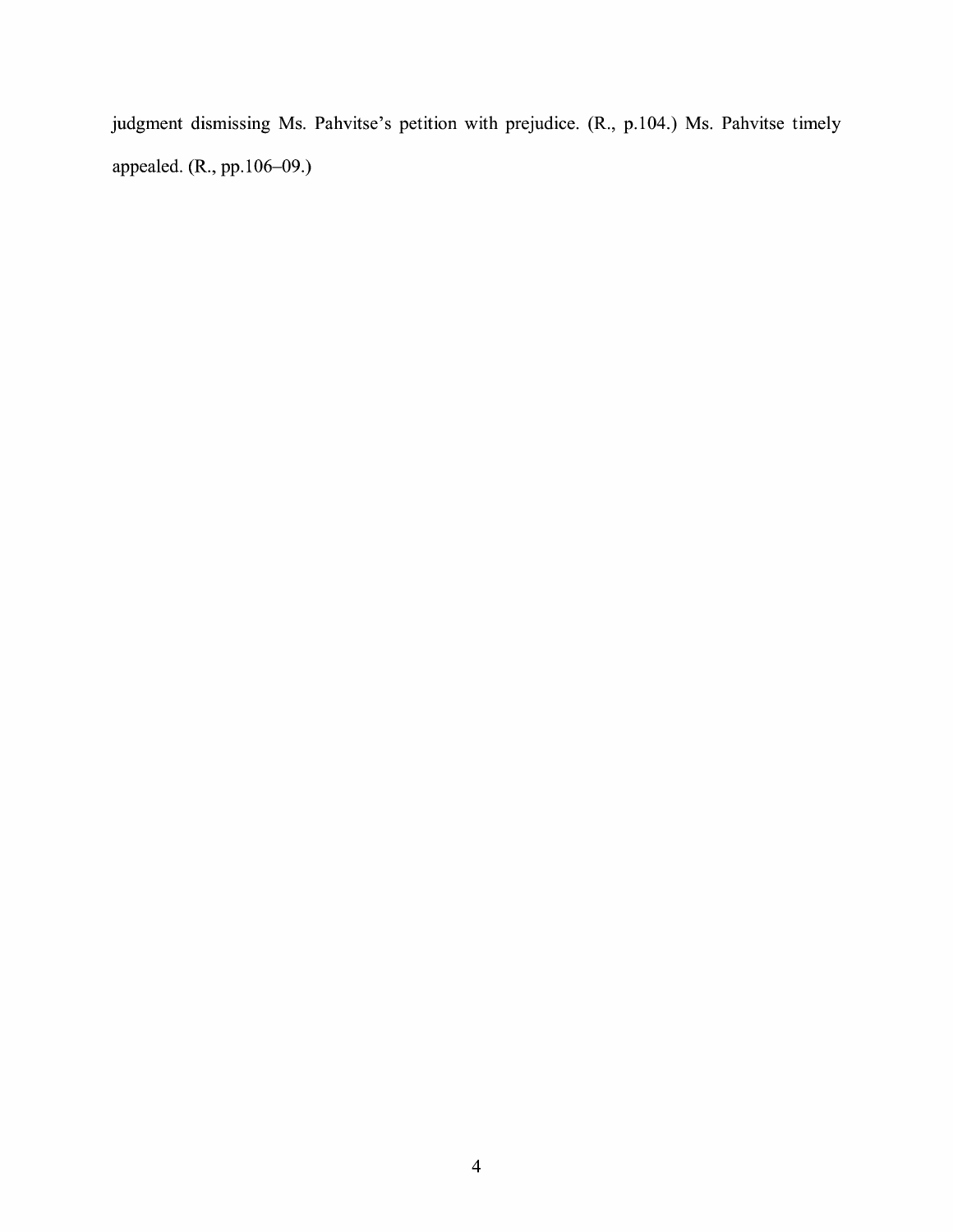judgment dismissing Ms. Pahvitse's petition with prejudice. (R., p.104.) Ms. Pahvitse timely appealed. (R., pp.106–09.)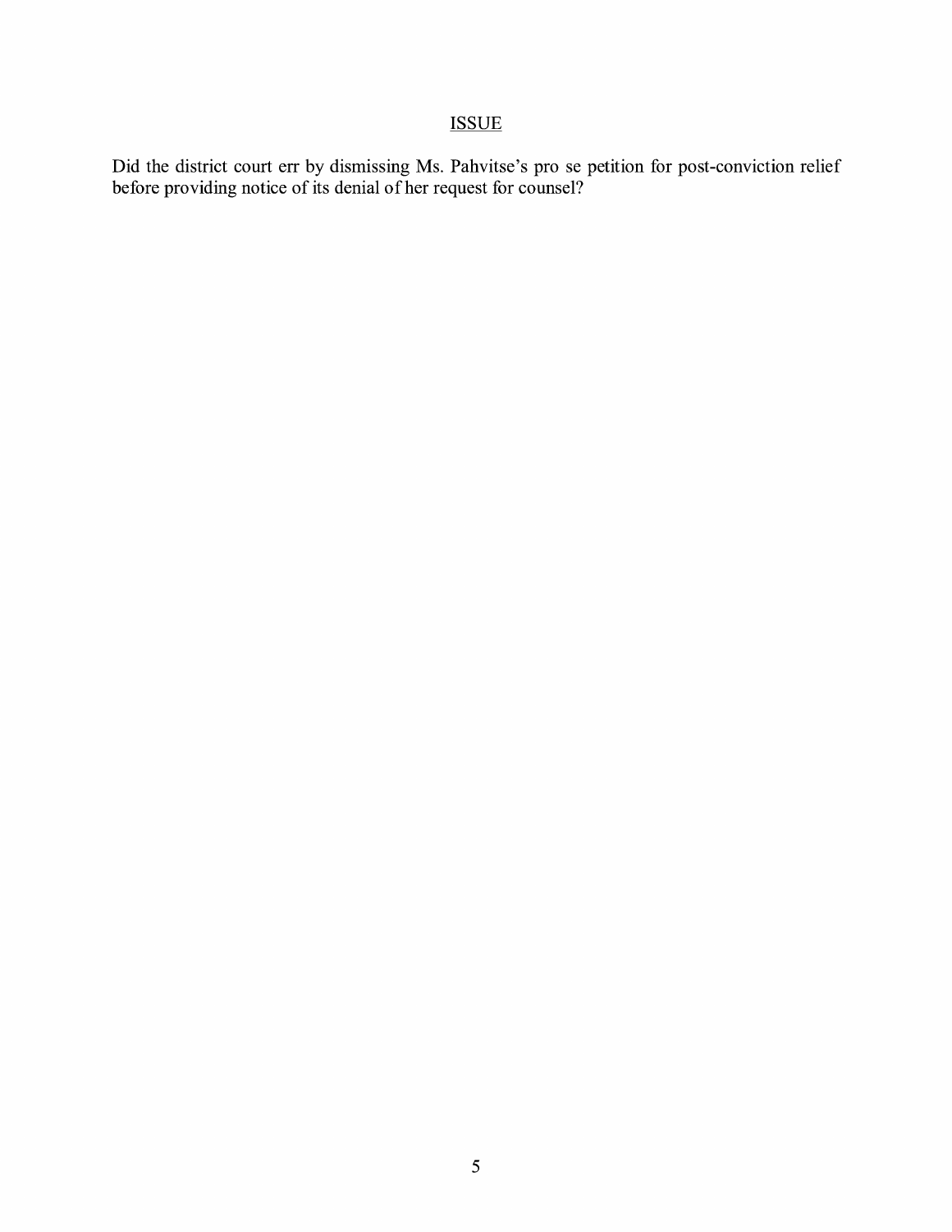## ISSUE

Did the district court err by dismissing Ms. Pahvitse's pro se petition for post-conviction relief before providing notice of its denial of her request for counsel?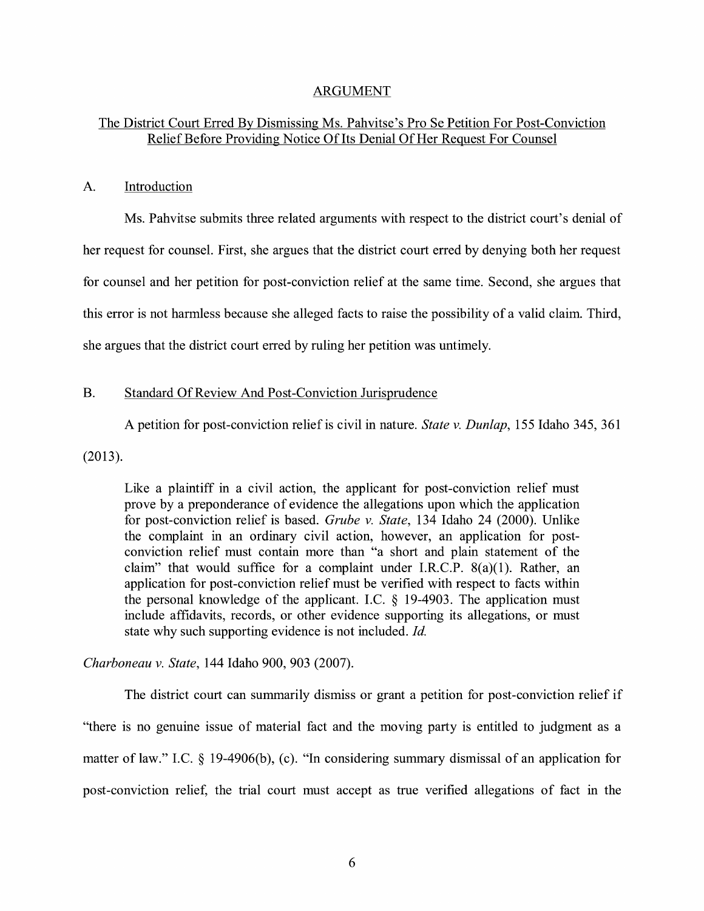## ARGUMENT

### The District Court Erred By Dismissing Ms. Pahvitse's Pro Se Petition For Post-Conviction Relief Before Providing Notice Of Its Denial Of Her Request For Counsel

#### A. Introduction

Ms. Pahvitse submits three related arguments with respect to the district court's denial of her request for counsel. First, she argues that the district court erred by denying both her request for counsel and her petition for post-conviction relief at the same time. Second, she argues that this error is not harmless because she alleged facts to raise the possibility of a valid claim. Third, she argues that the district court erred by ruling her petition was untimely.

#### B. Standard Of Review And Post-Conviction Jurisprudence

A petition for post-conviction relief is civil in nature. *State v. Dunlap*, 155 Idaho 345, 361 (2013).

> Like a plaintiff in a civil action, the applicant for post-conviction relief must prove by a preponderance of evidence the allegations upon which the application for post-conviction relief is based. *Grube v. State*, 134 Idaho 24 (2000). Unlike the complaint in an ordinary civil action, however, an application for post-conviction relief must contain more than "a short and plain statement of the claim" that would suffice for a complaint under I.R.C.P. 8(a)(1). Rather, an application for post-conviction relief must be verified with respect to facts within the personal knowledge of the applicant. I.C. § 19-4903. The application must include affidavits, records, or other evidence supporting its allegations, or must state why such supporting evidence is not included. *Id.*

*Charboneau v. State*, 144 Idaho 900, 903 (2007).

The district court can summarily dismiss or grant a petition for post-conviction relief if "there is no genuine issue of material fact and the moving party is entitled to judgment as a matter of law." I.C. § 19-4906(b), (c). "In considering summary dismissal of an application for post-conviction relief, the trial court must accept as true verified allegations of fact in the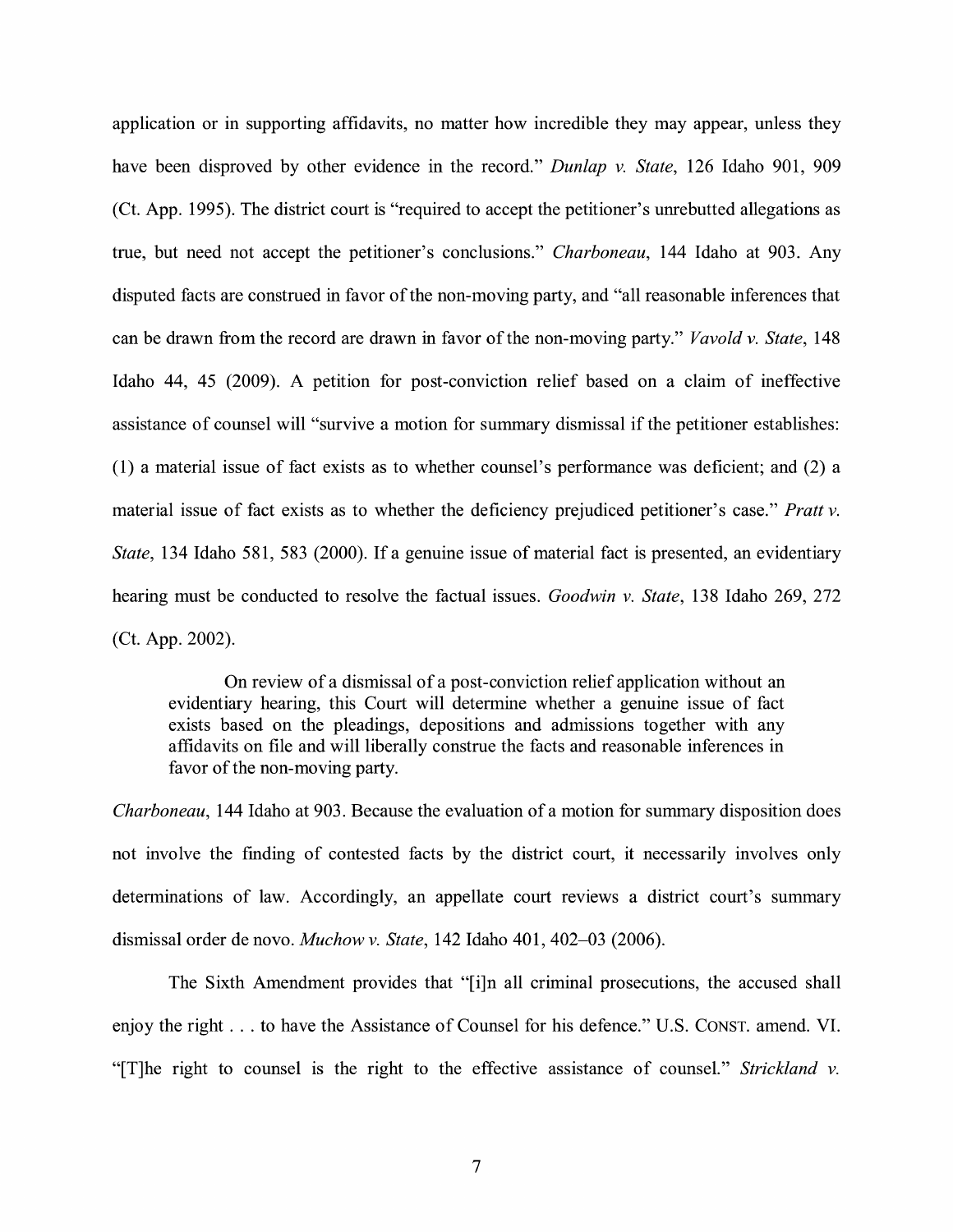application or in supporting affidavits, no matter how incredible they may appear, unless they have been disproved by other evidence in the record." *Dunlap v. State*, 126 Idaho 901, 909 (Ct. App. 1995). The district court is "required to accept the petitioner's unrebutted allegations as true, but need not accept the petitioner's conclusions." *Charboneau*, 144 Idaho at 903. Any disputed facts are construed in favor of the non-moving party, and "all reasonable inferences that can be drawn from the record are drawn in favor of the non-moving party." *Vavold v. State*, 148 Idaho 44, 45 (2009). A petition for post-conviction relief based on a claim of ineffective assistance of counsel will "survive a motion for summary dismissal if the petitioner establishes: (1) a material issue of fact exists as to whether counsel's performance was deficient; and (2) a material issue of fact exists as to whether the deficiency prejudiced petitioner's case." *Pratt v. State*, 134 Idaho 581, 583 (2000). If a genuine issue of material fact is presented, an evidentiary hearing must be conducted to resolve the factual issues. *Goodwin v. State*, 138 Idaho 269, 272 (Ct. App. 2002).

> On review of a dismissal of a post-conviction relief application without an evidentiary hearing, this Court will determine whether a genuine issue of fact exists based on the pleadings, depositions and admissions together with any affidavits on file and will liberally construe the facts and reasonable inferences in favor of the non-moving party.

*Charboneau*, 144 Idaho at 903. Because the evaluation of a motion for summary disposition does not involve the finding of contested facts by the district court, it necessarily involves only determinations of law. Accordingly, an appellate court reviews a district court's summary dismissal order de novo. *Muchow v. State*, 142 Idaho 401, 402–03 (2006).

The Sixth Amendment provides that "[i]n all criminal prosecutions, the accused shall enjoy the right . . . to have the Assistance of Counsel for his defence." U.S. CONST. amend. VI. "[T]he right to counsel is the right to the effective assistance of counsel." *Strickland v.*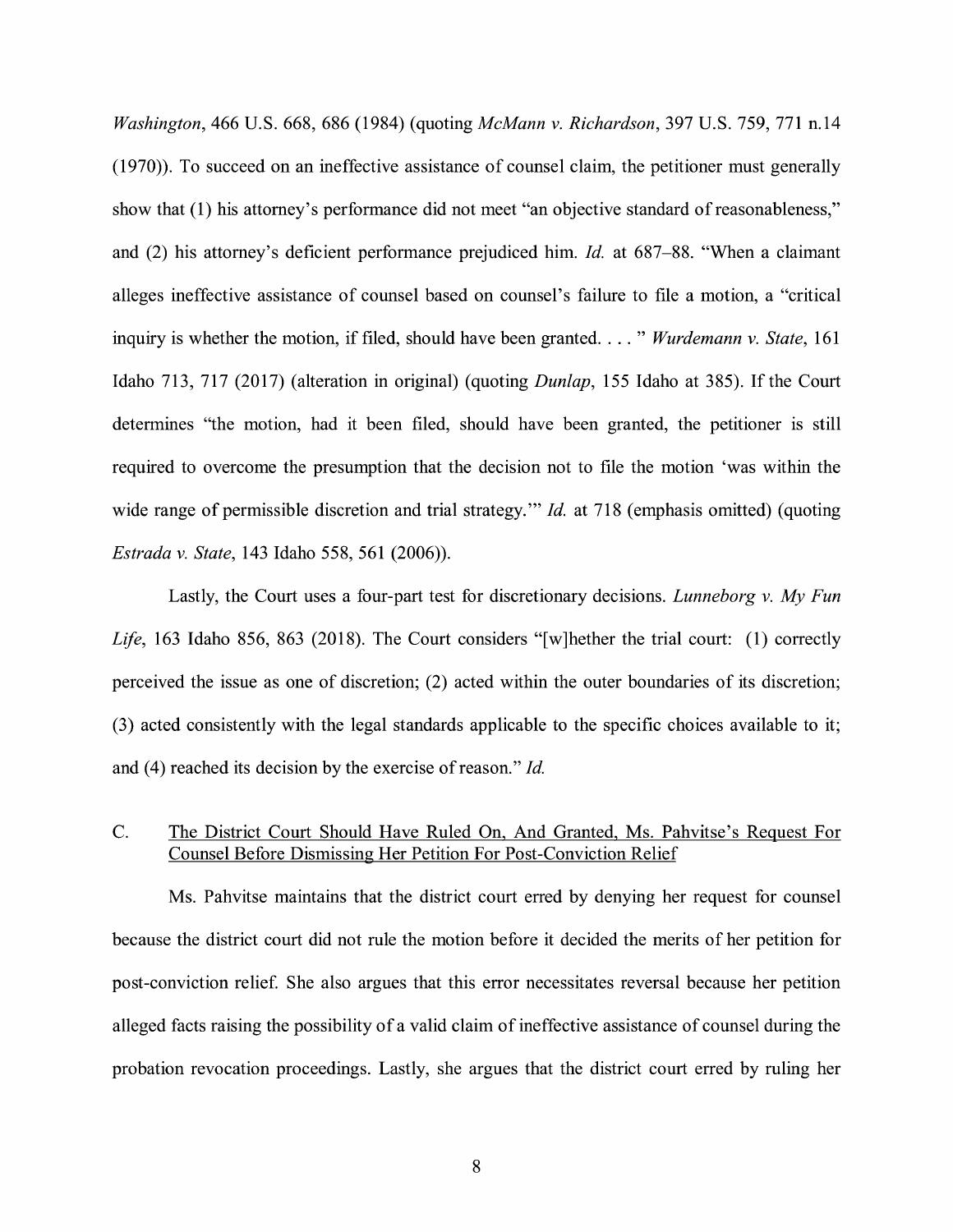*Washington*, 466 U.S. 668, 686 (1984) (quoting *McMann v. Richardson*, 397 U.S. 759, 771 n.14 (1970)). To succeed on an ineffective assistance of counsel claim, the petitioner must generally show that (1) his attorney's performance did not meet "an objective standard of reasonableness," and (2) his attorney's deficient performance prejudiced him. *Id.* at 687–88. "When a claimant alleges ineffective assistance of counsel based on counsel's failure to file a motion, a "critical inquiry is whether the motion, if filed, should have been granted. . . . " *Wurdemann v. State*, 161 Idaho 713, 717 (2017) (alteration in original) (quoting *Dunlap*, 155 Idaho at 385). If the Court determines "the motion, had it been filed, should have been granted, the petitioner is still required to overcome the presumption that the decision not to file the motion 'was within the wide range of permissible discretion and trial strategy.'" *Id.* at 718 (emphasis omitted) (quoting *Estrada v. State*, 143 Idaho 558, 561 (2006)).

Lastly, the Court uses a four-part test for discretionary decisions. *Lunneborg v. My Fun Life*, 163 Idaho 856, 863 (2018). The Court considers "[w]hether the trial court: (1) correctly perceived the issue as one of discretion; (2) acted within the outer boundaries of its discretion; (3) acted consistently with the legal standards applicable to the specific choices available to it; and (4) reached its decision by the exercise of reason." *Id.*

### C. The District Court Should Have Ruled On, And Granted, Ms. Pahvitse's Request For Counsel Before Dismissing Her Petition For Post-Conviction Relief

Ms. Pahvitse maintains that the district court erred by denying her request for counsel because the district court did not rule the motion before it decided the merits of her petition for post-conviction relief. She also argues that this error necessitates reversal because her petition alleged facts raising the possibility of a valid claim of ineffective assistance of counsel during the probation revocation proceedings. Lastly, she argues that the district court erred by ruling her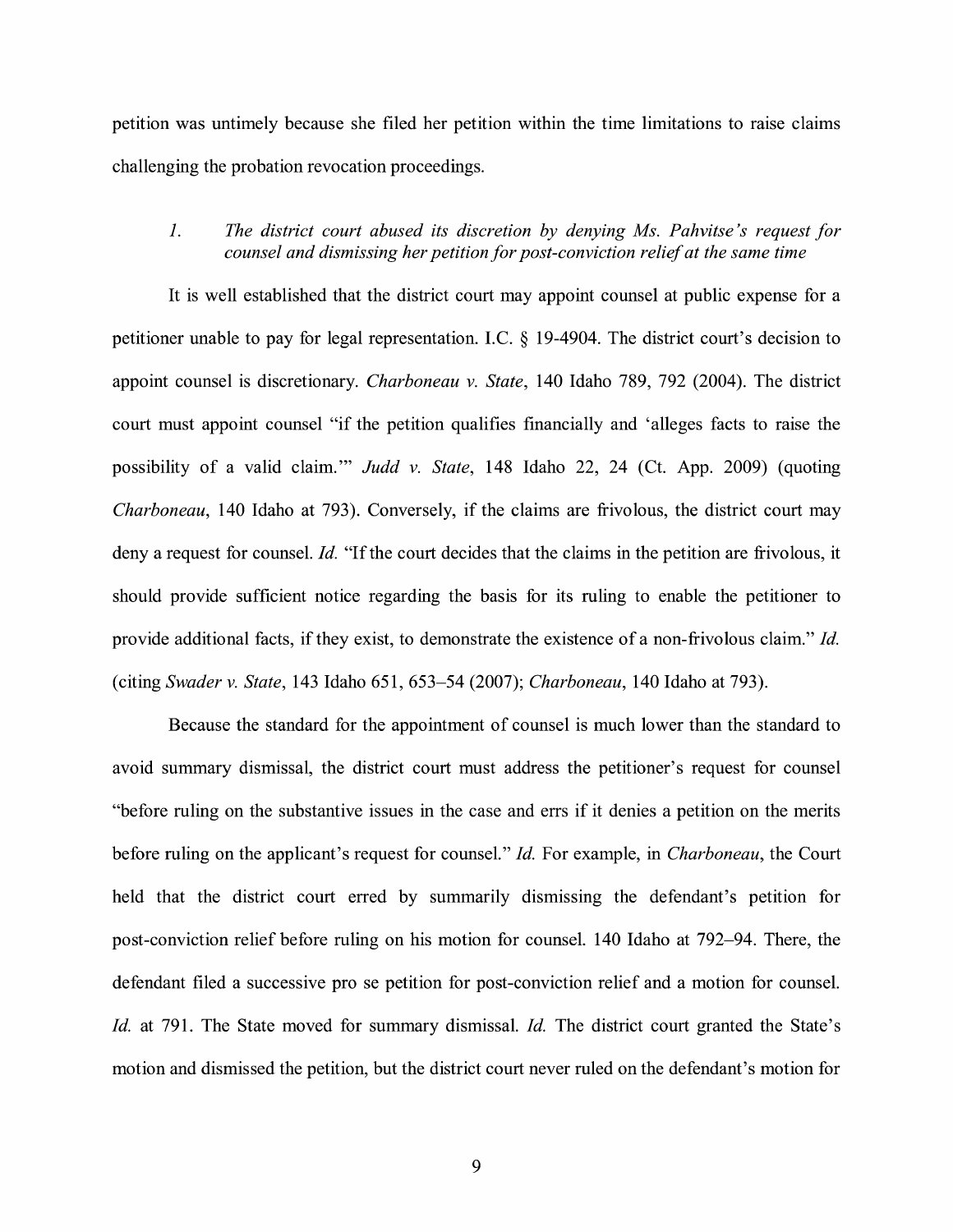petition was untimely because she filed her petition within the time limitations to raise claims challenging the probation revocation proceedings.

### 1. *The district court abused its discretion by denying Ms. Pahvitse's request for counsel and dismissing her petition for post-conviction relief at the same time*

It is well established that the district court may appoint counsel at public expense for a petitioner unable to pay for legal representation. I.C. § 19-4904. The district court's decision to appoint counsel is discretionary. *Charboneau v. State*, 140 Idaho 789, 792 (2004). The district court must appoint counsel "if the petition qualifies financially and 'alleges facts to raise the possibility of a valid claim.'" *Judd v. State*, 148 Idaho 22, 24 (Ct. App. 2009) (quoting *Charboneau*, 140 Idaho at 793). Conversely, if the claims are frivolous, the district court may deny a request for counsel. *Id.* "If the court decides that the claims in the petition are frivolous, it should provide sufficient notice regarding the basis for its ruling to enable the petitioner to provide additional facts, if they exist, to demonstrate the existence of a non-frivolous claim." *Id.* (citing *Swader v. State*, 143 Idaho 651, 653–54 (2007); *Charboneau*, 140 Idaho at 793).

Because the standard for the appointment of counsel is much lower than the standard to avoid summary dismissal, the district court must address the petitioner's request for counsel "before ruling on the substantive issues in the case and errs if it denies a petition on the merits before ruling on the applicant's request for counsel." *Id.* For example, in *Charboneau*, the Court held that the district court erred by summarily dismissing the defendant's petition for post-conviction relief before ruling on his motion for counsel. 140 Idaho at 792–94. There, the defendant filed a successive pro se petition for post-conviction relief and a motion for counsel. *Id.* at 791. The State moved for summary dismissal. *Id.* The district court granted the State's motion and dismissed the petition, but the district court never ruled on the defendant's motion for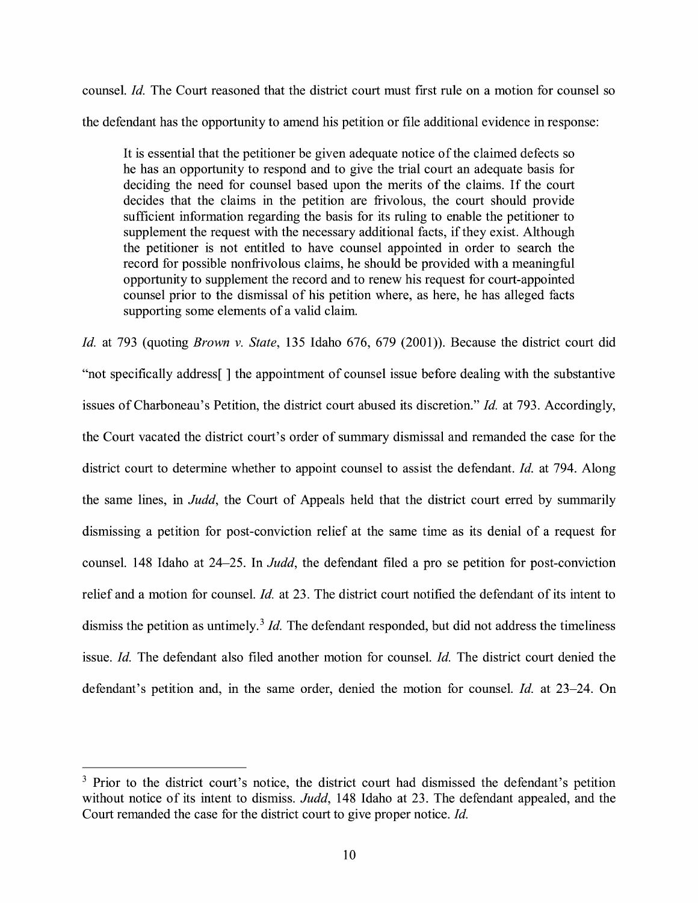counsel. *Id.* The Court reasoned that the district court must first rule on a motion for counsel so the defendant has the opportunity to amend his petition or file additional evidence in response:

> It is essential that the petitioner be given adequate notice of the claimed defects so he has an opportunity to respond and to give the trial court an adequate basis for deciding the need for counsel based upon the merits of the claims. If the court decides that the claims in the petition are frivolous, the court should provide sufficient information regarding the basis for its ruling to enable the petitioner to supplement the request with the necessary additional facts, if they exist. Although the petitioner is not entitled to have counsel appointed in order to search the record for possible nonfrivolous claims, he should be provided with a meaningful opportunity to supplement the record and to renew his request for court-appointed counsel prior to the dismissal of his petition where, as here, he has alleged facts supporting some elements of a valid claim.

*Id.* at 793 (quoting *Brown v. State*, 135 Idaho 676, 679 (2001)). Because the district court did "not specifically address[ ] the appointment of counsel issue before dealing with the substantive issues of Charboneau's Petition, the district court abused its discretion." *Id.* at 793. Accordingly, the Court vacated the district court's order of summary dismissal and remanded the case for the district court to determine whether to appoint counsel to assist the defendant. *Id.* at 794. Along the same lines, in *Judd*, the Court of Appeals held that the district court erred by summarily dismissing a petition for post-conviction relief at the same time as its denial of a request for counsel. 148 Idaho at 24–25. In *Judd*, the defendant filed a pro se petition for post-conviction relief and a motion for counsel. *Id.* at 23. The district court notified the defendant of its intent to dismiss the petition as untimely.[3] *Id.* The defendant responded, but did not address the timeliness issue. *Id.* The defendant also filed another motion for counsel. *Id.* The district court denied the defendant's petition and, in the same order, denied the motion for counsel. *Id.* at 23–24. On

---

[3] Prior to the district court's notice, the district court had dismissed the defendant's petition without notice of its intent to dismiss. *Judd*, 148 Idaho at 23. The defendant appealed, and the Court remanded the case for the district court to give proper notice. *Id.*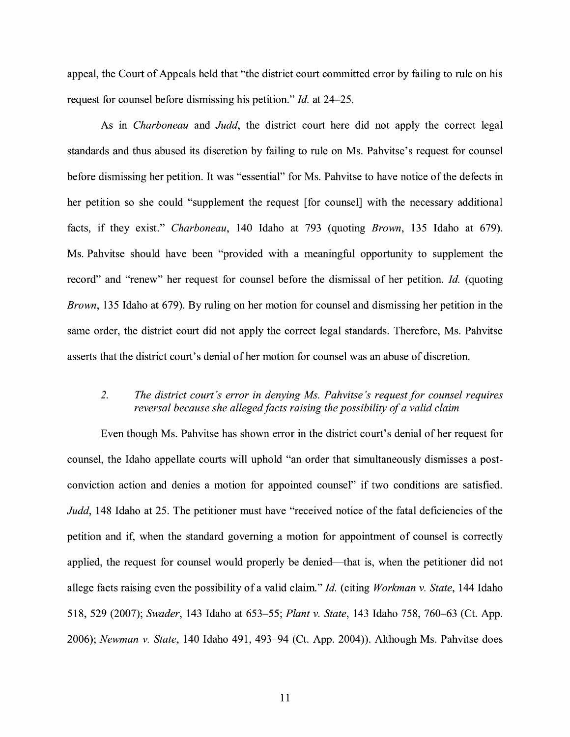appeal, the Court of Appeals held that "the district court committed error by failing to rule on his request for counsel before dismissing his petition." *Id.* at 24–25.

As in *Charboneau* and *Judd*, the district court here did not apply the correct legal standards and thus abused its discretion by failing to rule on Ms. Pahvitse's request for counsel before dismissing her petition. It was "essential" for Ms. Pahvitse to have notice of the defects in her petition so she could "supplement the request [for counsel] with the necessary additional facts, if they exist." *Charboneau*, 140 Idaho at 793 (quoting *Brown*, 135 Idaho at 679). Ms. Pahvitse should have been "provided with a meaningful opportunity to supplement the record" and "renew" her request for counsel before the dismissal of her petition. *Id.* (quoting *Brown*, 135 Idaho at 679). By ruling on her motion for counsel and dismissing her petition in the same order, the district court did not apply the correct legal standards. Therefore, Ms. Pahvitse asserts that the district court's denial of her motion for counsel was an abuse of discretion.

### 2. *The district court's error in denying Ms. Pahvitse's request for counsel requires reversal because she alleged facts raising the possibility of a valid claim*

Even though Ms. Pahvitse has shown error in the district court's denial of her request for counsel, the Idaho appellate courts will uphold "an order that simultaneously dismisses a post-conviction action and denies a motion for appointed counsel" if two conditions are satisfied. *Judd*, 148 Idaho at 25. The petitioner must have "received notice of the fatal deficiencies of the petition and if, when the standard governing a motion for appointment of counsel is correctly applied, the request for counsel would properly be denied—that is, when the petitioner did not allege facts raising even the possibility of a valid claim." *Id.* (citing *Workman v. State*, 144 Idaho 518, 529 (2007); *Swader*, 143 Idaho at 653–55; *Plant v. State*, 143 Idaho 758, 760–63 (Ct. App. 2006); *Newman v. State*, 140 Idaho 491, 493–94 (Ct. App. 2004)). Although Ms. Pahvitse does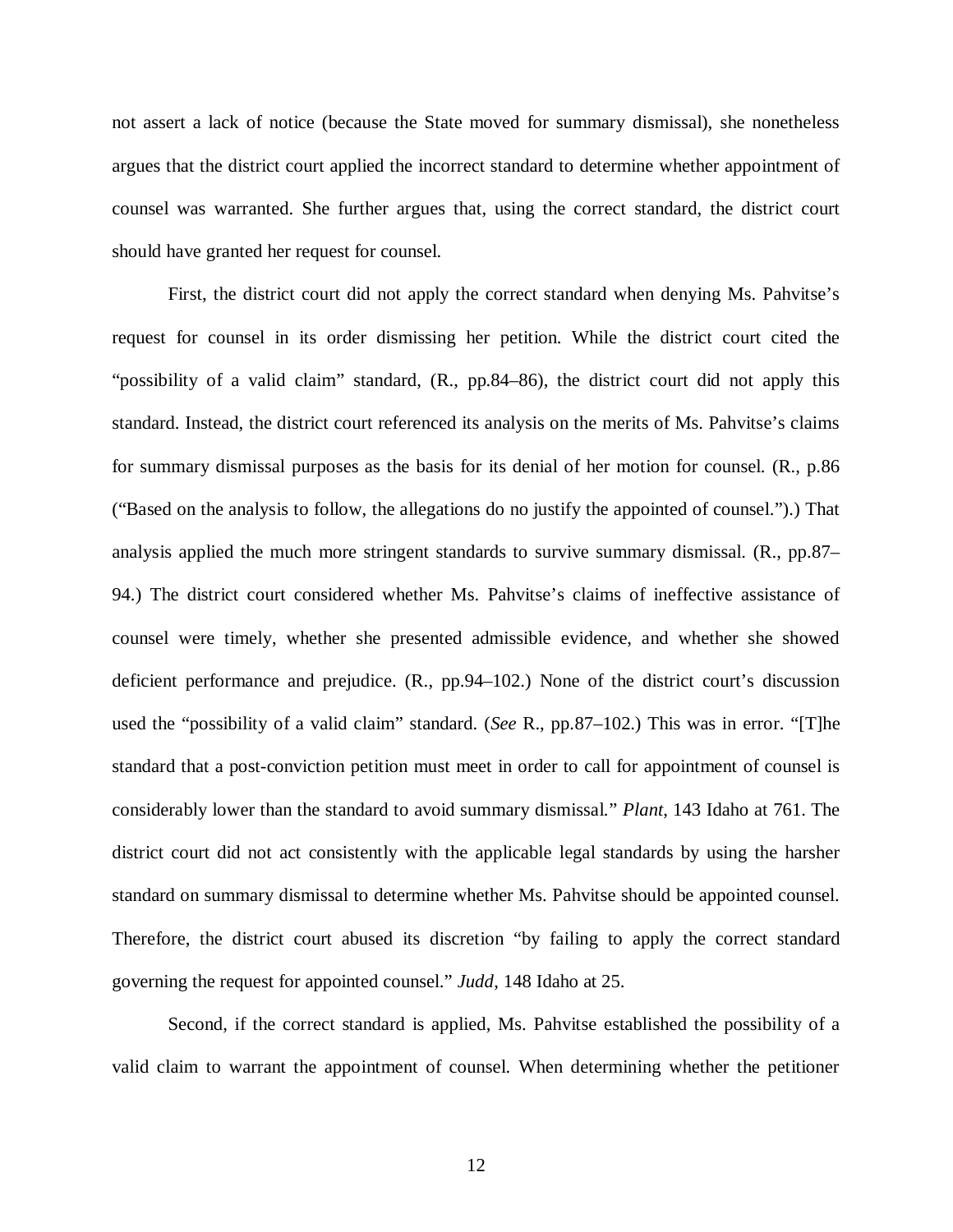not assert a lack of notice (because the State moved for summary dismissal), she nonetheless argues that the district court applied the incorrect standard to determine whether appointment of counsel was warranted. She further argues that, using the correct standard, the district court should have granted her request for counsel.

First, the district court did not apply the correct standard when denying Ms. Pahvitse's request for counsel in its order dismissing her petition. While the district court cited the "possibility of a valid claim" standard, (R., pp.84–86), the district court did not apply this standard. Instead, the district court referenced its analysis on the merits of Ms. Pahvitse's claims for summary dismissal purposes as the basis for its denial of her motion for counsel. (R., p.86 ("Based on the analysis to follow, the allegations do no justify the appointed of counsel.").) That analysis applied the much more stringent standards to survive summary dismissal. (R., pp.87–94.) The district court considered whether Ms. Pahvitse's claims of ineffective assistance of counsel were timely, whether she presented admissible evidence, and whether she showed deficient performance and prejudice. (R., pp.94–102.) None of the district court's discussion used the "possibility of a valid claim" standard. (*See* R., pp.87–102.) This was in error. "[T]he standard that a post-conviction petition must meet in order to call for appointment of counsel is considerably lower than the standard to avoid summary dismissal." *Plant*, 143 Idaho at 761. The district court did not act consistently with the applicable legal standards by using the harsher standard on summary dismissal to determine whether Ms. Pahvitse should be appointed counsel. Therefore, the district court abused its discretion "by failing to apply the correct standard governing the request for appointed counsel." *Judd*, 148 Idaho at 25.

Second, if the correct standard is applied, Ms. Pahvitse established the possibility of a valid claim to warrant the appointment of counsel. When determining whether the petitioner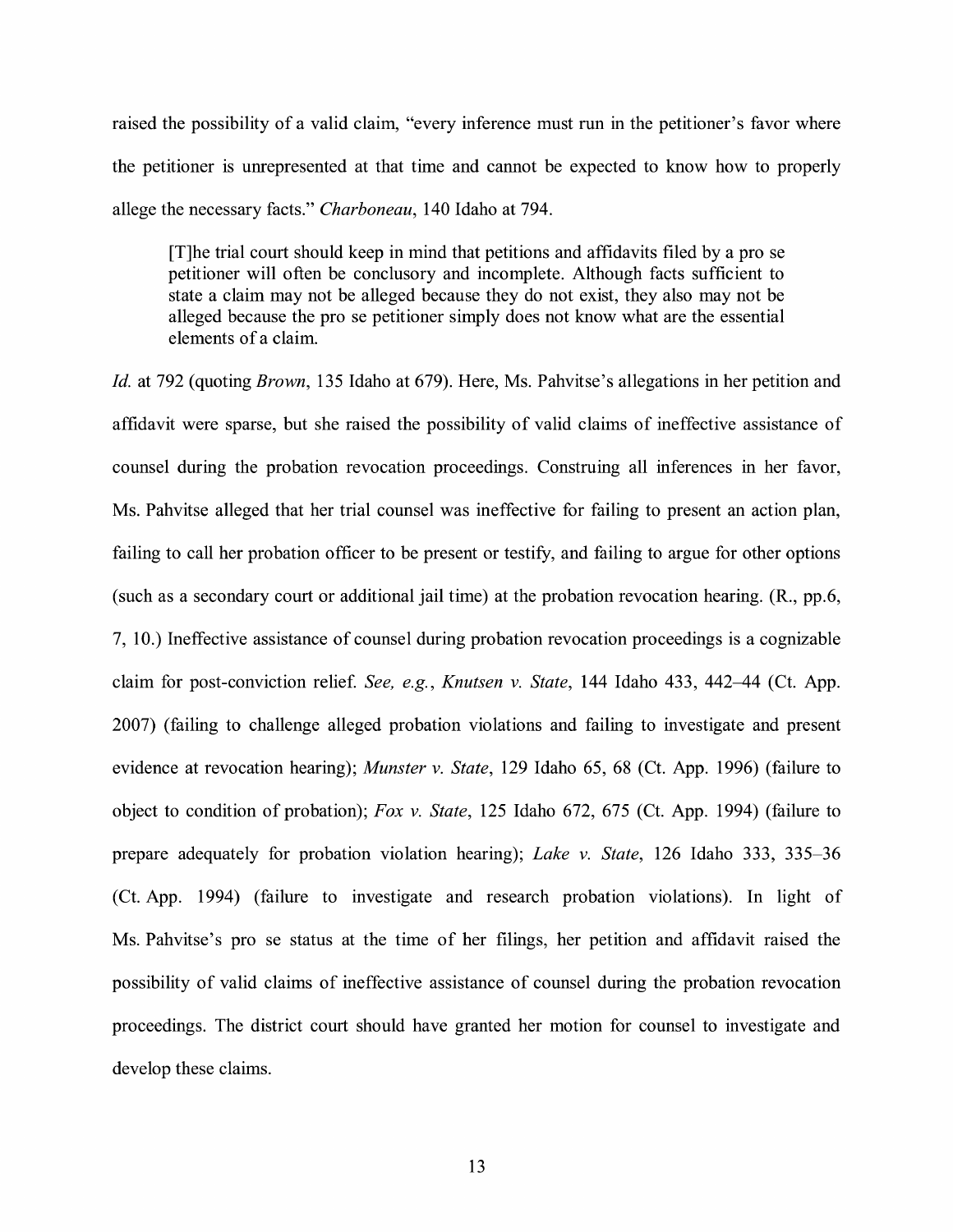raised the possibility of a valid claim, "every inference must run in the petitioner's favor where the petitioner is unrepresented at that time and cannot be expected to know how to properly allege the necessary facts." *Charboneau*, 140 Idaho at 794.

> [T]he trial court should keep in mind that petitions and affidavits filed by a pro se petitioner will often be conclusory and incomplete. Although facts sufficient to state a claim may not be alleged because they do not exist, they also may not be alleged because the pro se petitioner simply does not know what are the essential elements of a claim.

*Id.* at 792 (quoting *Brown*, 135 Idaho at 679). Here, Ms. Pahvitse's allegations in her petition and affidavit were sparse, but she raised the possibility of valid claims of ineffective assistance of counsel during the probation revocation proceedings. Construing all inferences in her favor, Ms. Pahvitse alleged that her trial counsel was ineffective for failing to present an action plan, failing to call her probation officer to be present or testify, and failing to argue for other options (such as a secondary court or additional jail time) at the probation revocation hearing. (R., pp.6, 7, 10.) Ineffective assistance of counsel during probation revocation proceedings is a cognizable claim for post-conviction relief. *See, e.g.*, *Knutsen v. State*, 144 Idaho 433, 442–44 (Ct. App. 2007) (failing to challenge alleged probation violations and failing to investigate and present evidence at revocation hearing); *Munster v. State*, 129 Idaho 65, 68 (Ct. App. 1996) (failure to object to condition of probation); *Fox v. State*, 125 Idaho 672, 675 (Ct. App. 1994) (failure to prepare adequately for probation violation hearing); *Lake v. State*, 126 Idaho 333, 335–36 (Ct. App. 1994) (failure to investigate and research probation violations). In light of Ms. Pahvitse's pro se status at the time of her filings, her petition and affidavit raised the possibility of valid claims of ineffective assistance of counsel during the probation revocation proceedings. The district court should have granted her motion for counsel to investigate and develop these claims.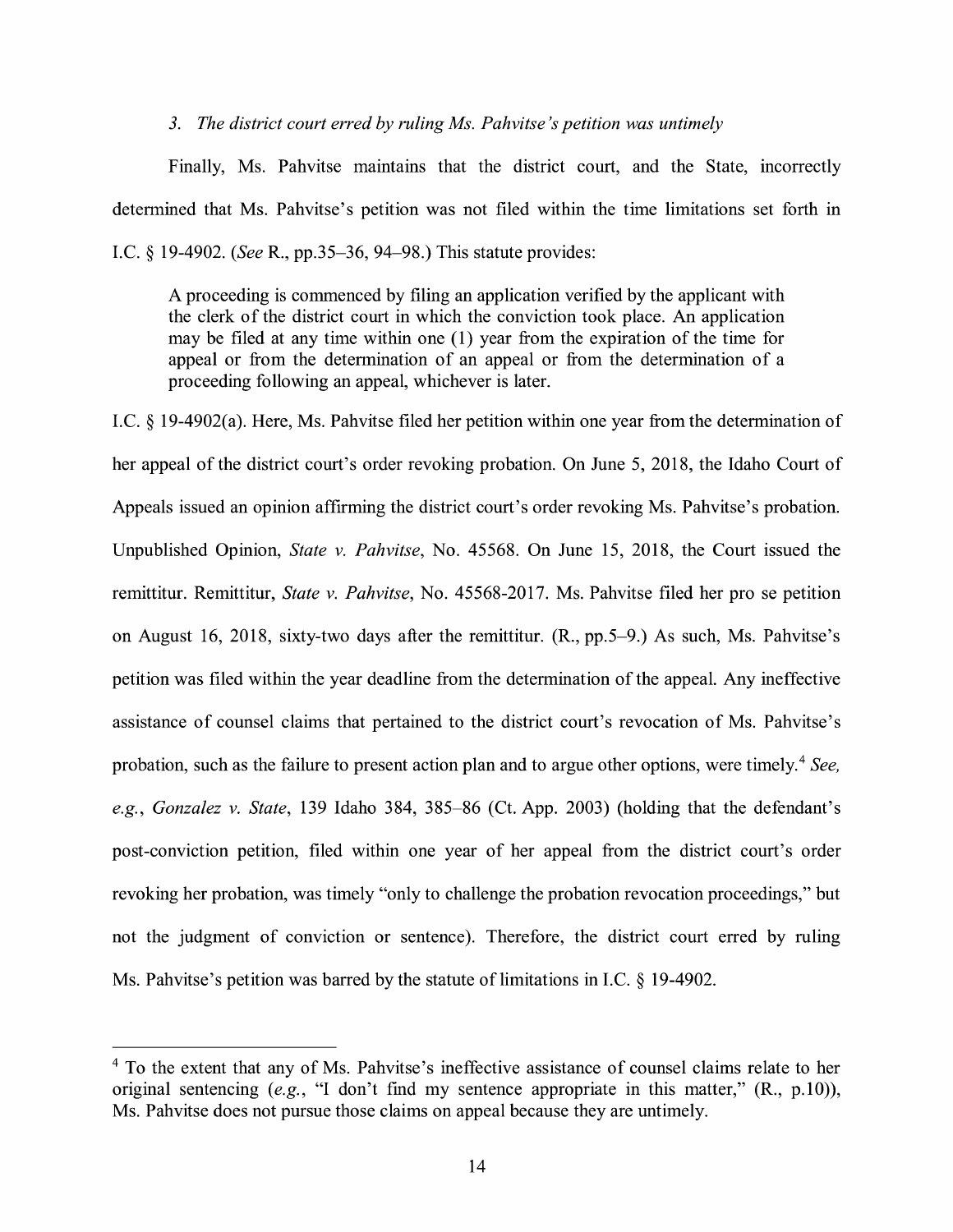### 3. *The district court erred by ruling Ms. Pahvitse's petition was untimely*

Finally, Ms. Pahvitse maintains that the district court, and the State, incorrectly determined that Ms. Pahvitse's petition was not filed within the time limitations set forth in I.C. § 19-4902. (*See* R., pp.35–36, 94–98.) This statute provides:

> A proceeding is commenced by filing an application verified by the applicant with the clerk of the district court in which the conviction took place. An application may be filed at any time within one (1) year from the expiration of the time for appeal or from the determination of an appeal or from the determination of a proceeding following an appeal, whichever is later.

I.C. § 19-4902(a). Here, Ms. Pahvitse filed her petition within one year from the determination of her appeal of the district court's order revoking probation. On June 5, 2018, the Idaho Court of Appeals issued an opinion affirming the district court's order revoking Ms. Pahvitse's probation. Unpublished Opinion, *State v. Pahvitse*, No. 45568. On June 15, 2018, the Court issued the remittitur. Remittitur, *State v. Pahvitse*, No. 45568-2017. Ms. Pahvitse filed her pro se petition on August 16, 2018, sixty-two days after the remittitur. (R., pp.5–9.) As such, Ms. Pahvitse's petition was filed within the year deadline from the determination of the appeal. Any ineffective assistance of counsel claims that pertained to the district court's revocation of Ms. Pahvitse's probation, such as the failure to present action plan and to argue other options, were timely.[4] *See, e.g.*, *Gonzalez v. State*, 139 Idaho 384, 385–86 (Ct. App. 2003) (holding that the defendant's post-conviction petition, filed within one year of her appeal from the district court's order revoking her probation, was timely "only to challenge the probation revocation proceedings," but not the judgment of conviction or sentence). Therefore, the district court erred by ruling Ms. Pahvitse's petition was barred by the statute of limitations in I.C. § 19-4902.

---

[4] To the extent that any of Ms. Pahvitse's ineffective assistance of counsel claims relate to her original sentencing (*e.g.*, "I don't find my sentence appropriate in this matter," (R., p.10)), Ms. Pahvitse does not pursue those claims on appeal because they are untimely.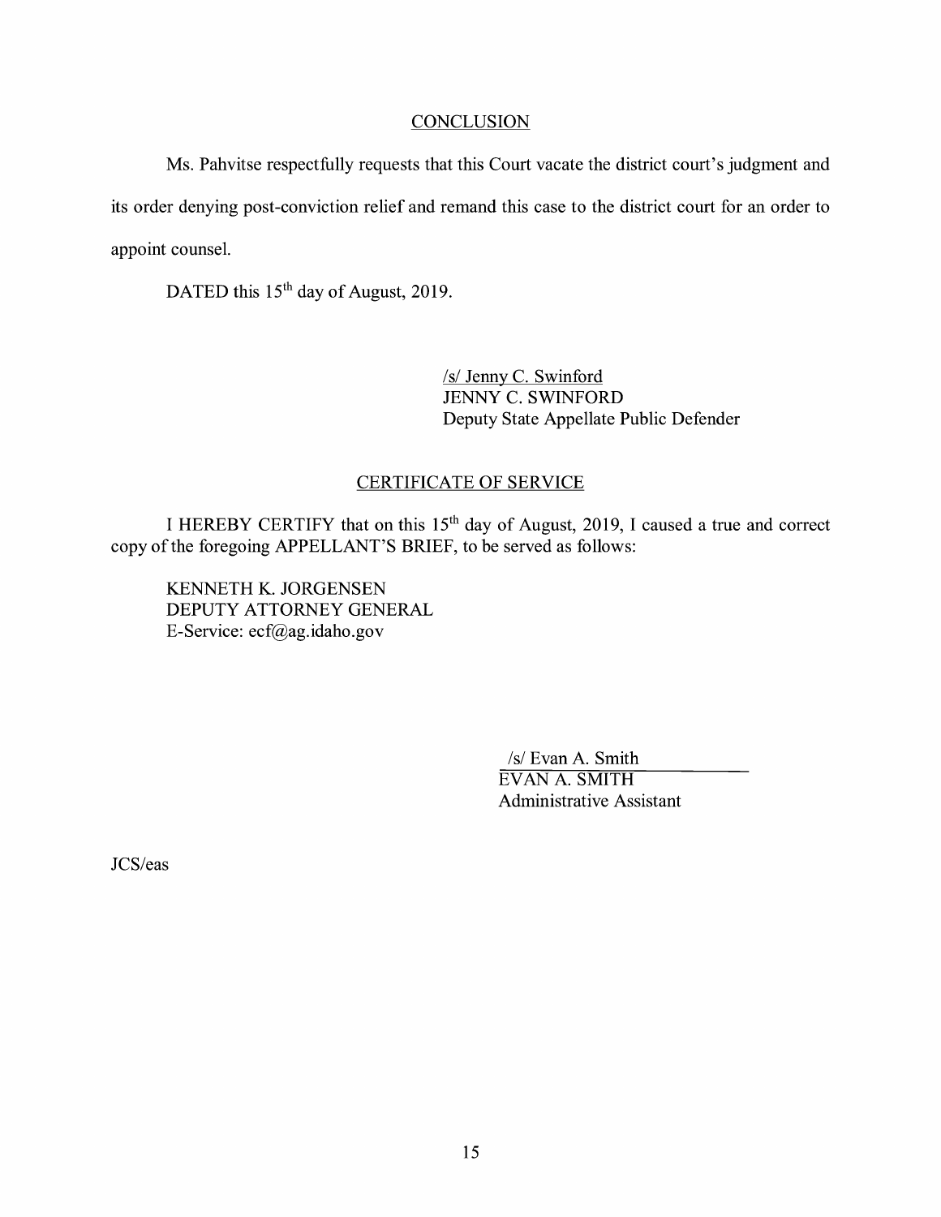## CONCLUSION

Ms. Pahvitse respectfully requests that this Court vacate the district court's judgment and its order denying post-conviction relief and remand this case to the district court for an order to appoint counsel.

DATED this 15th day of August, 2019.

/s/ Jenny C. Swinford
JENNY C. SWINFORD
Deputy State Appellate Public Defender

## CERTIFICATE OF SERVICE

I HEREBY CERTIFY that on this 15th day of August, 2019, I caused a true and correct copy of the foregoing APPELLANT'S BRIEF, to be served as follows:

KENNETH K. JORGENSEN
DEPUTY ATTORNEY GENERAL
E-Service: ecf@ag.idaho.gov

/s/ Evan A. Smith
EVAN A. SMITH
Administrative Assistant

JCS/eas